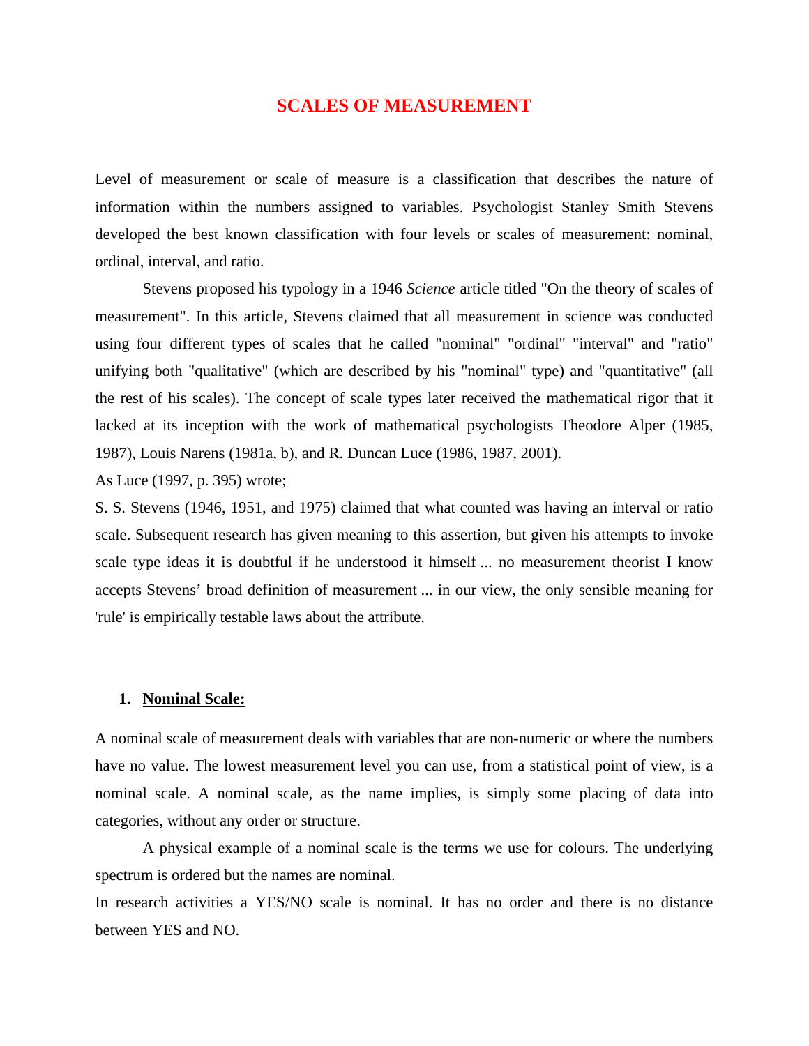# SCALES OF MEASUREMENT

Level of measurement or scale of measure is a classification that describes the nature of information within the numbers assigned to variables. Psychologist Stanley Smith Stevens developed the best known classification with four levels or scales of measurement: nominal, ordinal, interval, and ratio.

Stevens proposed his typology in a 1946 *Science* article titled "On the theory of scales of measurement". In this article, Stevens claimed that all measurement in science was conducted using four different types of scales that he called "nominal" "ordinal" "interval" and "ratio" unifying both "qualitative" (which are described by his "nominal" type) and "quantitative" (all the rest of his scales). The concept of scale types later received the mathematical rigor that it lacked at its inception with the work of mathematical psychologists Theodore Alper (1985, 1987), Louis Narens (1981a, b), and R. Duncan Luce (1986, 1987, 2001).

As Luce (1997, p. 395) wrote;

S. S. Stevens (1946, 1951, and 1975) claimed that what counted was having an interval or ratio scale. Subsequent research has given meaning to this assertion, but given his attempts to invoke scale type ideas it is doubtful if he understood it himself ... no measurement theorist I know accepts Stevens' broad definition of measurement ... in our view, the only sensible meaning for 'rule' is empirically testable laws about the attribute.

1. **<u>Nominal Scale:</u>**

A nominal scale of measurement deals with variables that are non-numeric or where the numbers have no value. The lowest measurement level you can use, from a statistical point of view, is a nominal scale. A nominal scale, as the name implies, is simply some placing of data into categories, without any order or structure.

A physical example of a nominal scale is the terms we use for colours. The underlying spectrum is ordered but the names are nominal.

In research activities a YES/NO scale is nominal. It has no order and there is no distance between YES and NO.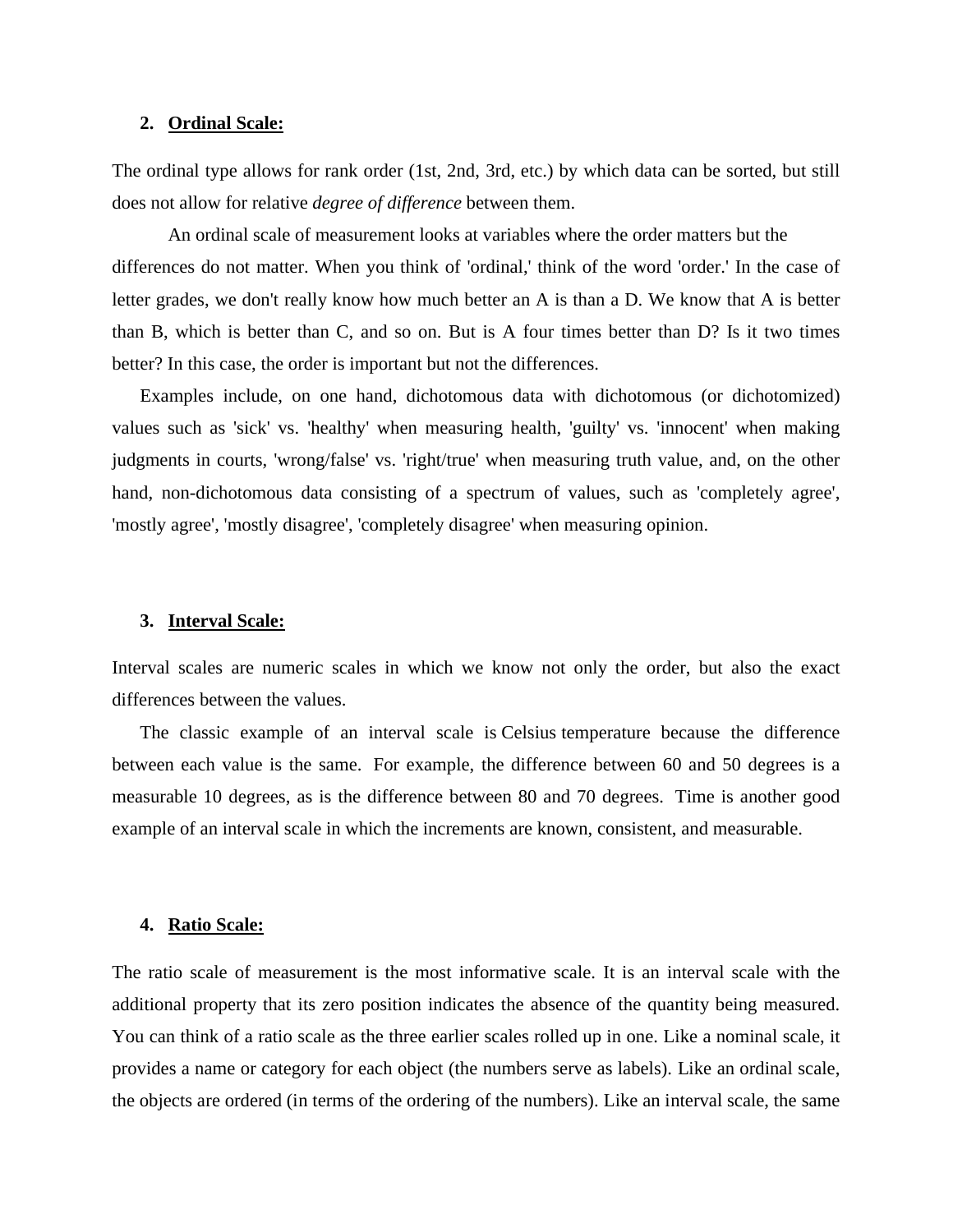2. **Ordinal Scale:**

The ordinal type allows for rank order (1st, 2nd, 3rd, etc.) by which data can be sorted, but still does not allow for relative *degree of difference* between them.

An ordinal scale of measurement looks at variables where the order matters but the differences do not matter. When you think of 'ordinal,' think of the word 'order.' In the case of letter grades, we don't really know how much better an A is than a D. We know that A is better than B, which is better than C, and so on. But is A four times better than D? Is it two times better? In this case, the order is important but not the differences.

Examples include, on one hand, dichotomous data with dichotomous (or dichotomized) values such as 'sick' vs. 'healthy' when measuring health, 'guilty' vs. 'innocent' when making judgments in courts, 'wrong/false' vs. 'right/true' when measuring truth value, and, on the other hand, non-dichotomous data consisting of a spectrum of values, such as 'completely agree', 'mostly agree', 'mostly disagree', 'completely disagree' when measuring opinion.

3. **Interval Scale:**

Interval scales are numeric scales in which we know not only the order, but also the exact differences between the values.

The classic example of an interval scale is Celsius temperature because the difference between each value is the same. For example, the difference between 60 and 50 degrees is a measurable 10 degrees, as is the difference between 80 and 70 degrees. Time is another good example of an interval scale in which the increments are known, consistent, and measurable.

4. **Ratio Scale:**

The ratio scale of measurement is the most informative scale. It is an interval scale with the additional property that its zero position indicates the absence of the quantity being measured. You can think of a ratio scale as the three earlier scales rolled up in one. Like a nominal scale, it provides a name or category for each object (the numbers serve as labels). Like an ordinal scale, the objects are ordered (in terms of the ordering of the numbers). Like an interval scale, the same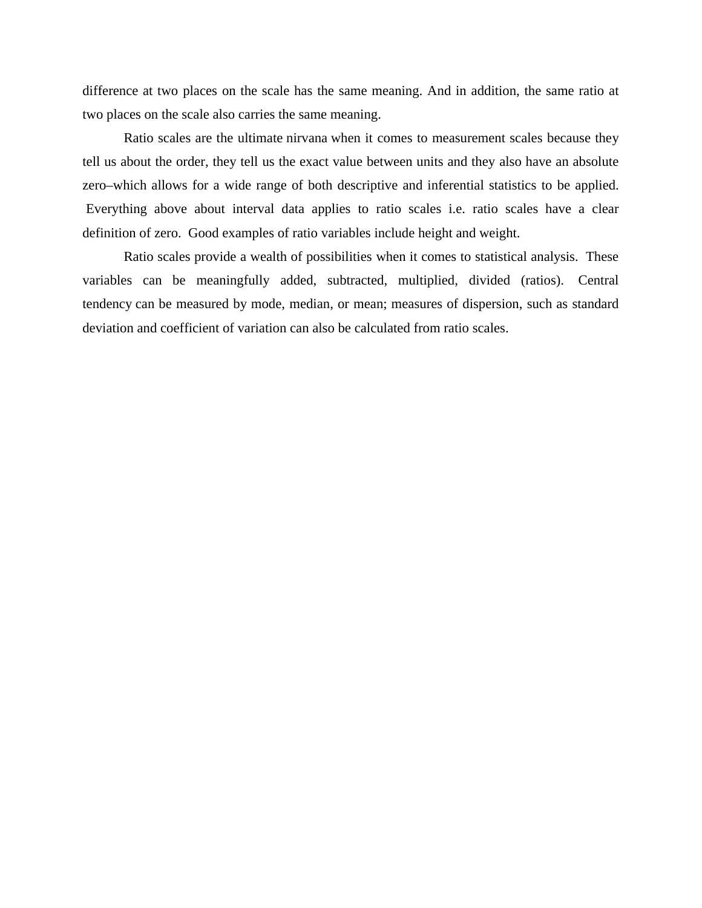difference at two places on the scale has the same meaning. And in addition, the same ratio at two places on the scale also carries the same meaning.

Ratio scales are the ultimate nirvana when it comes to measurement scales because they tell us about the order, they tell us the exact value between units and they also have an absolute zero–which allows for a wide range of both descriptive and inferential statistics to be applied. Everything above about interval data applies to ratio scales i.e. ratio scales have a clear definition of zero. Good examples of ratio variables include height and weight.

Ratio scales provide a wealth of possibilities when it comes to statistical analysis. These variables can be meaningfully added, subtracted, multiplied, divided (ratios). Central tendency can be measured by mode, median, or mean; measures of dispersion, such as standard deviation and coefficient of variation can also be calculated from ratio scales.